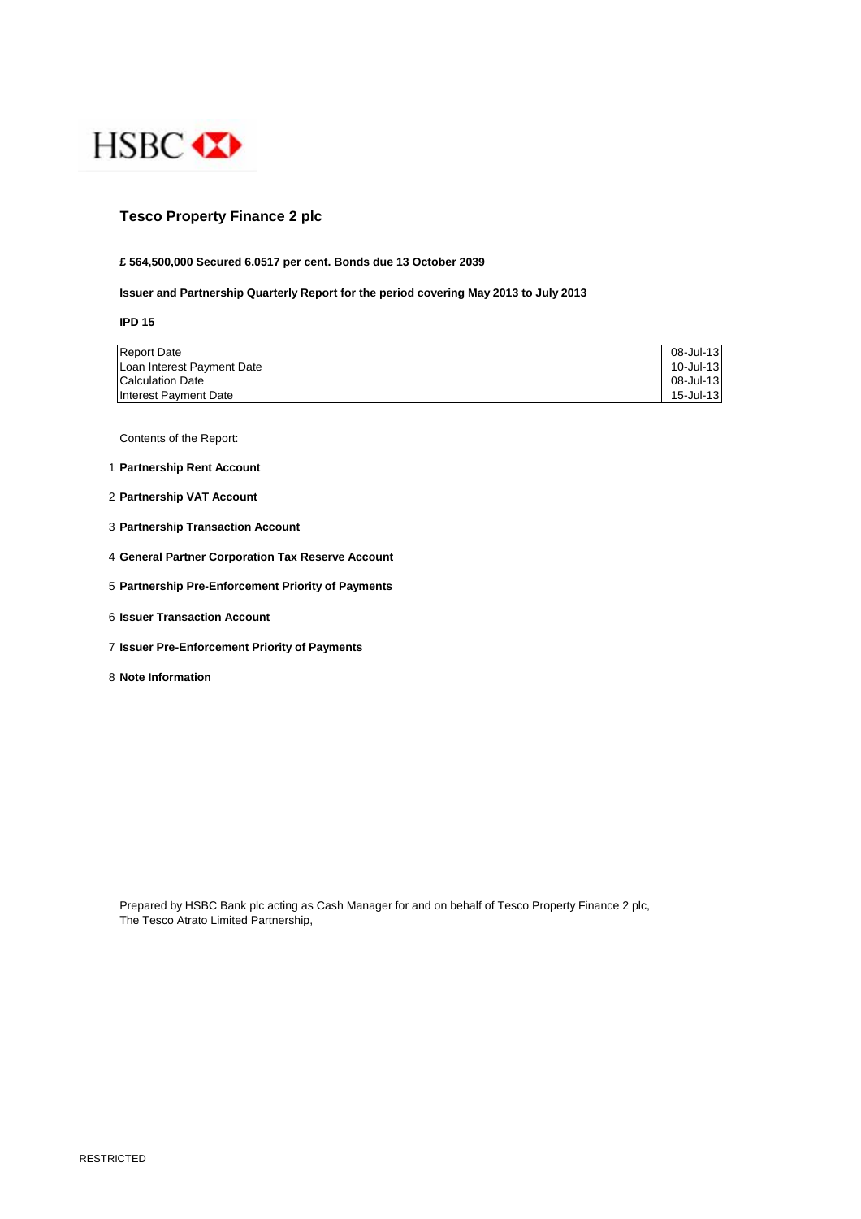HSBC

# Tesco Property Finance 2 plc

**£ 564,500,000 Secured 6.0517 per cent. Bonds due 13 October 2039**

**Issuer and Partnership Quarterly Report for the period covering May 2013 to July 2013**

**IPD 15**

| | |
|---|---|
| Report Date | 08-Jul-13 |
| Loan Interest Payment Date | 10-Jul-13 |
| Calculation Date | 08-Jul-13 |
| Interest Payment Date | 15-Jul-13 |

Contents of the Report:

1. **Partnership Rent Account**
2. **Partnership VAT Account**
3. **Partnership Transaction Account**
4. **General Partner Corporation Tax Reserve Account**
5. **Partnership Pre-Enforcement Priority of Payments**
6. **Issuer Transaction Account**
7. **Issuer Pre-Enforcement Priority of Payments**
8. **Note Information**

Prepared by HSBC Bank plc acting as Cash Manager for and on behalf of Tesco Property Finance 2 plc,
The Tesco Atrato Limited Partnership,

RESTRICTED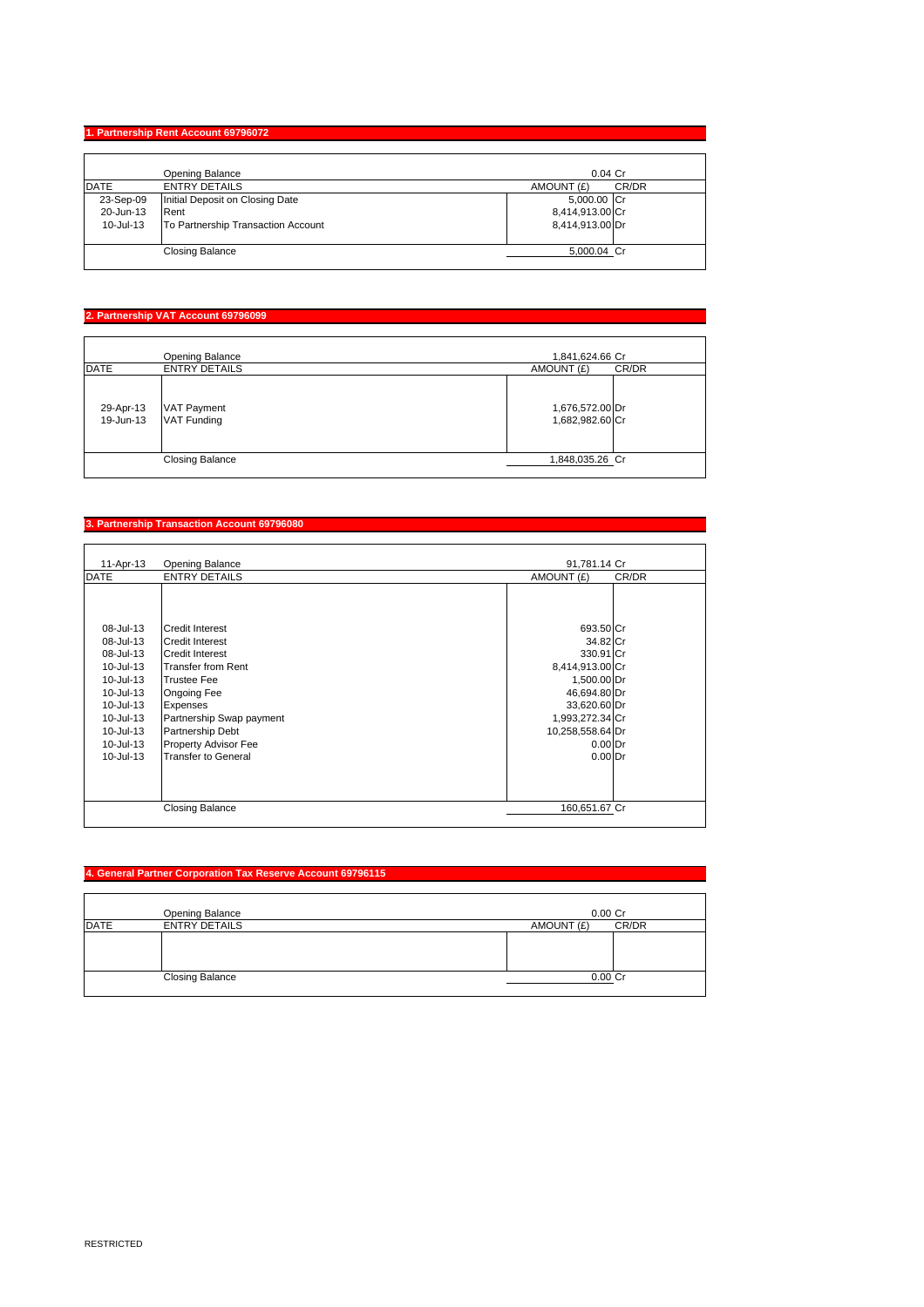## 1. Partnership Rent Account 69796072

| DATE | ENTRY DETAILS | AMOUNT (£) | CR/DR |
|---|---|---|---|
| | Opening Balance | 0.04 | Cr |
| 23-Sep-09 | Initial Deposit on Closing Date | 5,000.00 | Cr |
| 20-Jun-13 | Rent | 8,414,913.00 | Cr |
| 10-Jul-13 | To Partnership Transaction Account | 8,414,913.00 | Dr |
| | Closing Balance | 5,000.04 | Cr |

## 2. Partnership VAT Account 69796099

| DATE | ENTRY DETAILS | AMOUNT (£) | CR/DR |
|---|---|---|---|
| | Opening Balance | 1,841,624.66 | Cr |
| 29-Apr-13 | VAT Payment | 1,676,572.00 | Dr |
| 19-Jun-13 | VAT Funding | 1,682,982.60 | Cr |
| | Closing Balance | 1,848,035.26 | Cr |

## 3. Partnership Transaction Account 69796080

| DATE | ENTRY DETAILS | AMOUNT (£) | CR/DR |
|---|---|---|---|
| 11-Apr-13 | Opening Balance | 91,781.14 | Cr |
| 08-Jul-13 | Credit Interest | 693.50 | Cr |
| 08-Jul-13 | Credit Interest | 34.82 | Cr |
| 08-Jul-13 | Credit Interest | 330.91 | Cr |
| 10-Jul-13 | Transfer from Rent | 8,414,913.00 | Cr |
| 10-Jul-13 | Trustee Fee | 1,500.00 | Dr |
| 10-Jul-13 | Ongoing Fee | 46,694.80 | Dr |
| 10-Jul-13 | Expenses | 33,620.60 | Dr |
| 10-Jul-13 | Partnership Swap payment | 1,993,272.34 | Cr |
| 10-Jul-13 | Partnership Debt | 10,258,558.64 | Dr |
| 10-Jul-13 | Property Advisor Fee | 0.00 | Dr |
| 10-Jul-13 | Transfer to General | 0.00 | Dr |
| | Closing Balance | 160,651.67 | Cr |

## 4. General Partner Corporation Tax Reserve Account 69796115

| DATE | ENTRY DETAILS | AMOUNT (£) | CR/DR |
|---|---|---|---|
| | Opening Balance | 0.00 | Cr |
| | Closing Balance | 0.00 | Cr |

RESTRICTED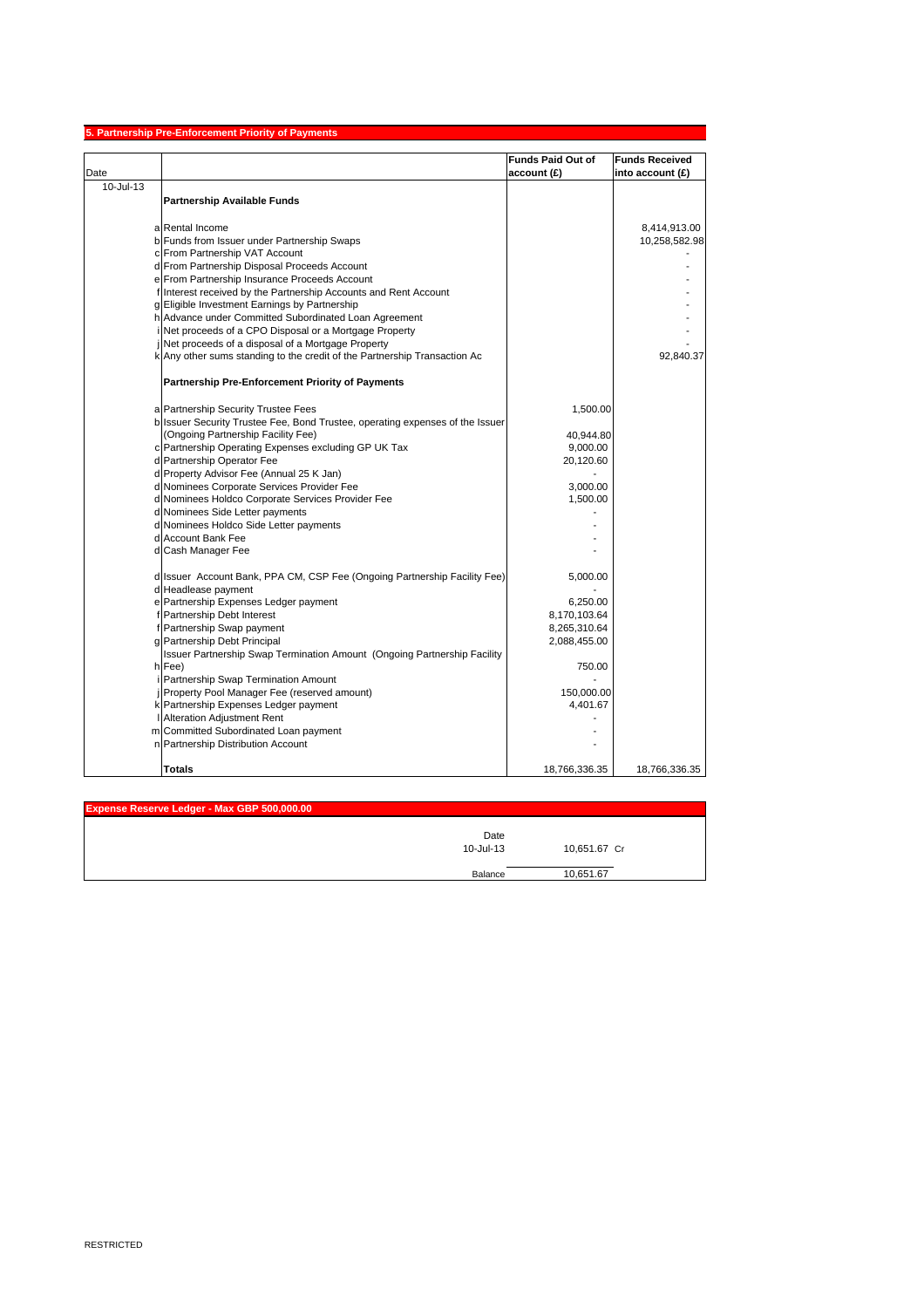## 5. Partnership Pre-Enforcement Priority of Payments

| Date | | | Funds Paid Out of account (£) | Funds Received into account (£) |
|---|---|---|---|---|
| 10-Jul-13 | | **Partnership Available Funds** | | |
| | a | Rental Income | | 8,414,913.00 |
| | b | Funds from Issuer under Partnership Swaps | | 10,258,582.98 |
| | c | From Partnership VAT Account | | - |
| | d | From Partnership Disposal Proceeds Account | | - |
| | e | From Partnership Insurance Proceeds Account | | - |
| | f | Interest received by the Partnership Accounts and Rent Account | | - |
| | g | Eligible Investment Earnings by Partnership | | - |
| | h | Advance under Committed Subordinated Loan Agreement | | - |
| | i | Net proceeds of a CPO Disposal or a Mortgage Property | | - |
| | j | Net proceeds of a disposal of a Mortgage Property | | - |
| | k | Any other sums standing to the credit of the Partnership Transaction Ac | | 92,840.37 |
| | | **Partnership Pre-Enforcement Priority of Payments** | | |
| | a | Partnership Security Trustee Fees | 1,500.00 | |
| | b | Issuer Security Trustee Fee, Bond Trustee, operating expenses of the Issuer (Ongoing Partnership Facility Fee) | 40,944.80 | |
| | c | Partnership Operating Expenses excluding GP UK Tax | 9,000.00 | |
| | d | Partnership Operator Fee | 20,120.60 | |
| | d | Property Advisor Fee (Annual 25 K Jan) | - | |
| | d | Nominees Corporate Services Provider Fee | 3,000.00 | |
| | d | Nominees Holdco Corporate Services Provider Fee | 1,500.00 | |
| | d | Nominees Side Letter payments | - | |
| | d | Nominees Holdco Side Letter payments | - | |
| | d | Account Bank Fee | - | |
| | d | Cash Manager Fee | - | |
| | d | Issuer Account Bank, PPA CM, CSP Fee (Ongoing Partnership Facility Fee) | 5,000.00 | |
| | d | Headlease payment | - | |
| | e | Partnership Expenses Ledger payment | 6,250.00 | |
| | f | Partnership Debt Interest | 8,170,103.64 | |
| | f | Partnership Swap payment | 8,265,310.64 | |
| | g | Partnership Debt Principal | 2,088,455.00 | |
| | h | Issuer Partnership Swap Termination Amount (Ongoing Partnership Facility Fee) | 750.00 | |
| | i | Partnership Swap Termination Amount | - | |
| | j | Property Pool Manager Fee (reserved amount) | 150,000.00 | |
| | k | Partnership Expenses Ledger payment | 4,401.67 | |
| | l | Alteration Adjustment Rent | - | |
| | m | Committed Subordinated Loan payment | - | |
| | n | Partnership Distribution Account | - | |
| | | **Totals** | 18,766,336.35 | 18,766,336.35 |

## Expense Reserve Ledger - Max GBP 500,000.00

| Date | | |
|---|---|---|
| 10-Jul-13 | 10,651.67 | Cr |
| Balance | 10,651.67 | |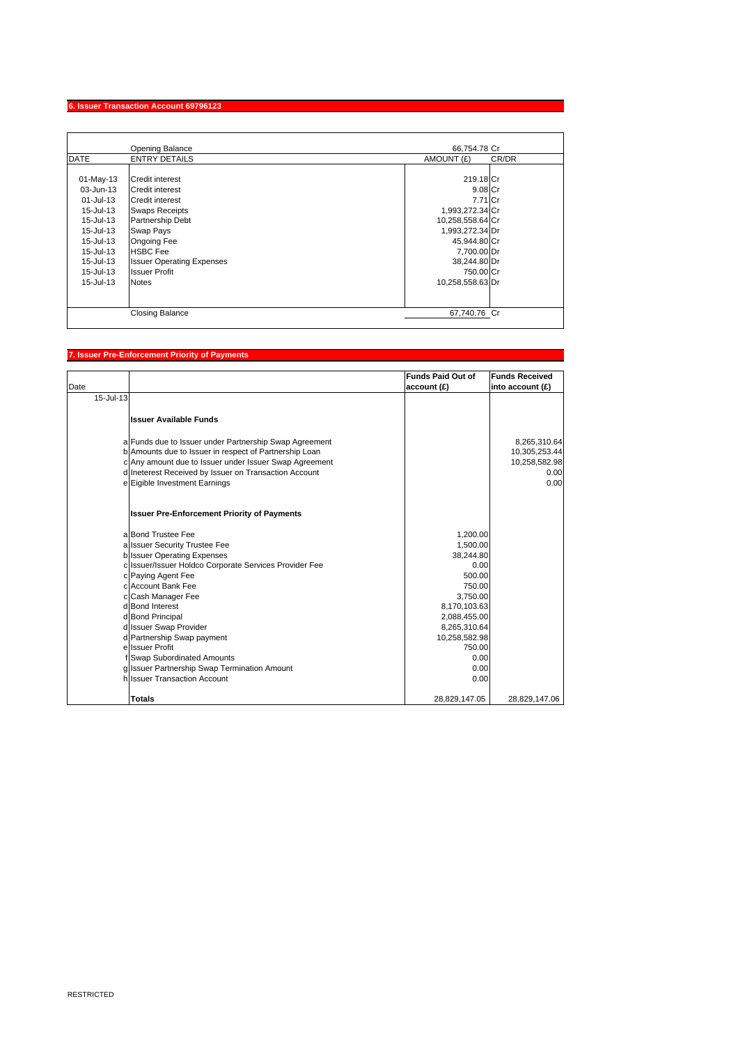## 6. Issuer Transaction Account 69796123

| DATE | ENTRY DETAILS | AMOUNT (£) | CR/DR |
|---|---|---|---|
| | Opening Balance | 66,754.78 | Cr |
| 01-May-13 | Credit interest | 219.18 | Cr |
| 03-Jun-13 | Credit interest | 9.08 | Cr |
| 01-Jul-13 | Credit interest | 7.71 | Cr |
| 15-Jul-13 | Swaps Receipts | 1,993,272.34 | Cr |
| 15-Jul-13 | Partnership Debt | 10,258,558.64 | Cr |
| 15-Jul-13 | Swap Pays | 1,993,272.34 | Dr |
| 15-Jul-13 | Ongoing Fee | 45,944.80 | Cr |
| 15-Jul-13 | HSBC Fee | 7,700.00 | Dr |
| 15-Jul-13 | Issuer Operating Expenses | 38,244.80 | Dr |
| 15-Jul-13 | Issuer Profit | 750.00 | Cr |
| 15-Jul-13 | Notes | 10,258,558.63 | Dr |
| | Closing Balance | 67,740.76 | Cr |

## 7. Issuer Pre-Enforcement Priority of Payments

| Date | | | Funds Paid Out of account (£) | Funds Received into account (£) |
|---|---|---|---|---|
| 15-Jul-13 | | | | |
| | | **Issuer Available Funds** | | |
| | a | Funds due to Issuer under Partnership Swap Agreement | | 8,265,310.64 |
| | b | Amounts due to Issuer in respect of Partnership Loan | | 10,305,253.44 |
| | c | Any amount due to Issuer under Issuer Swap Agreement | | 10,258,582.98 |
| | d | Ineterest Received by Issuer on Transaction Account | | 0.00 |
| | e | Eigible Investment Earnings | | 0.00 |
| | | **Issuer Pre-Enforcement Priority of Payments** | | |
| | a | Bond Trustee Fee | 1,200.00 | |
| | a | Issuer Security Trustee Fee | 1,500.00 | |
| | b | Issuer Operating Expenses | 38,244.80 | |
| | c | Issuer/Issuer Holdco Corporate Services Provider Fee | 0.00 | |
| | c | Paying Agent Fee | 500.00 | |
| | c | Account Bank Fee | 750.00 | |
| | c | Cash Manager Fee | 3,750.00 | |
| | d | Bond Interest | 8,170,103.63 | |
| | d | Bond Principal | 2,088,455.00 | |
| | d | Issuer Swap Provider | 8,265,310.64 | |
| | d | Partnership Swap payment | 10,258,582.98 | |
| | e | Issuer Profit | 750.00 | |
| | f | Swap Subordinated Amounts | 0.00 | |
| | g | Issuer Partnership Swap Termination Amount | 0.00 | |
| | h | Issuer Transaction Account | 0.00 | |
| | | **Totals** | 28,829,147.05 | 28,829,147.06 |

RESTRICTED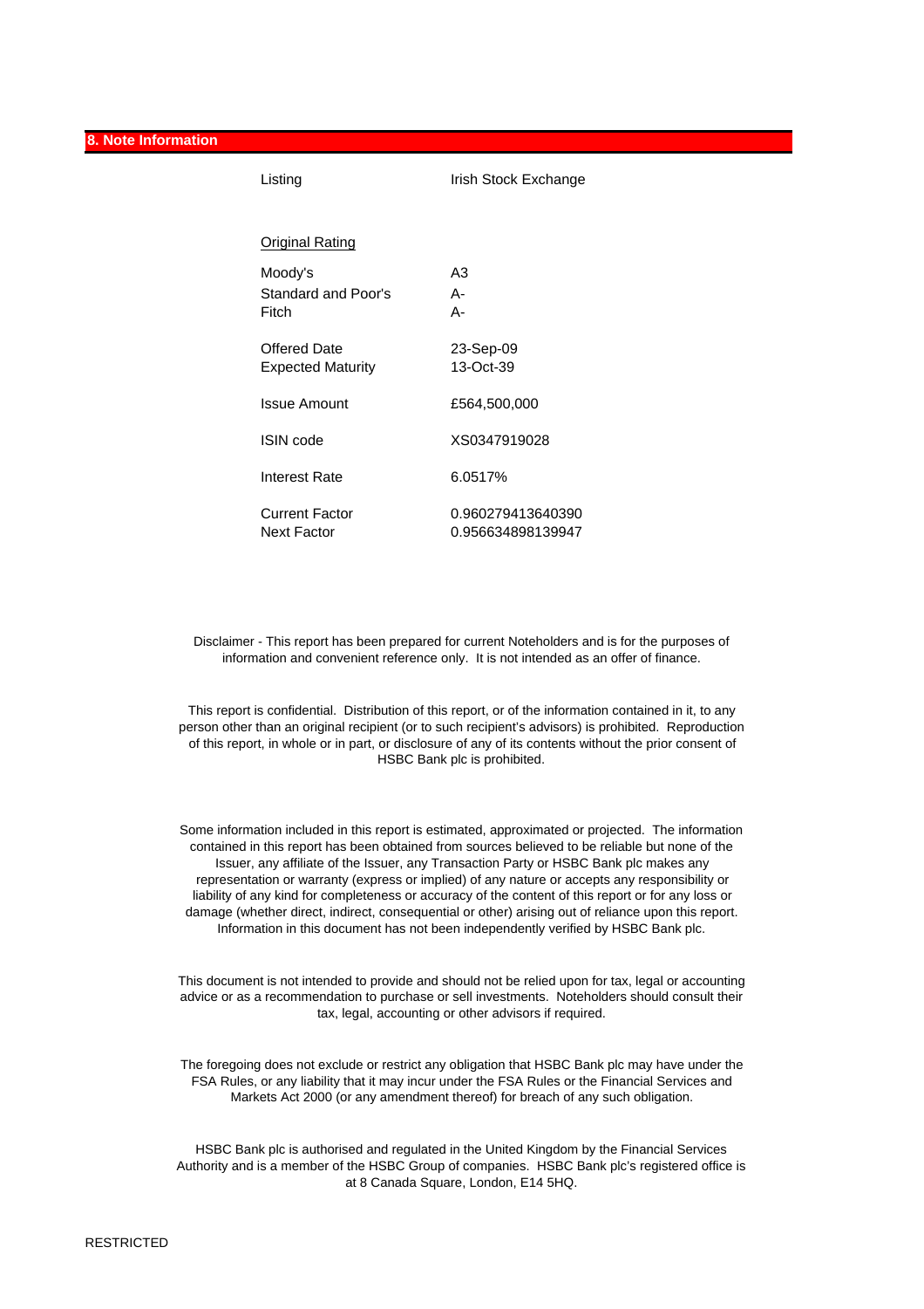## 8. Note Information

| | |
|---|---|
| Listing | Irish Stock Exchange |

Original Rating

| | |
|---|---|
| Moody's | A3 |
| Standard and Poor's | A- |
| Fitch | A- |
| Offered Date | 23-Sep-09 |
| Expected Maturity | 13-Oct-39 |
| Issue Amount | £564,500,000 |
| ISIN code | XS0347919028 |
| Interest Rate | 6.0517% |
| Current Factor | 0.960279413640390 |
| Next Factor | 0.956634898139947 |

Disclaimer - This report has been prepared for current Noteholders and is for the purposes of information and convenient reference only. It is not intended as an offer of finance.

This report is confidential. Distribution of this report, or of the information contained in it, to any person other than an original recipient (or to such recipient's advisors) is prohibited. Reproduction of this report, in whole or in part, or disclosure of any of its contents without the prior consent of HSBC Bank plc is prohibited.

Some information included in this report is estimated, approximated or projected. The information contained in this report has been obtained from sources believed to be reliable but none of the Issuer, any affiliate of the Issuer, any Transaction Party or HSBC Bank plc makes any representation or warranty (express or implied) of any nature or accepts any responsibility or liability of any kind for completeness or accuracy of the content of this report or for any loss or damage (whether direct, indirect, consequential or other) arising out of reliance upon this report. Information in this document has not been independently verified by HSBC Bank plc.

This document is not intended to provide and should not be relied upon for tax, legal or accounting advice or as a recommendation to purchase or sell investments. Noteholders should consult their tax, legal, accounting or other advisors if required.

The foregoing does not exclude or restrict any obligation that HSBC Bank plc may have under the FSA Rules, or any liability that it may incur under the FSA Rules or the Financial Services and Markets Act 2000 (or any amendment thereof) for breach of any such obligation.

HSBC Bank plc is authorised and regulated in the United Kingdom by the Financial Services Authority and is a member of the HSBC Group of companies. HSBC Bank plc's registered office is at 8 Canada Square, London, E14 5HQ.

RESTRICTED